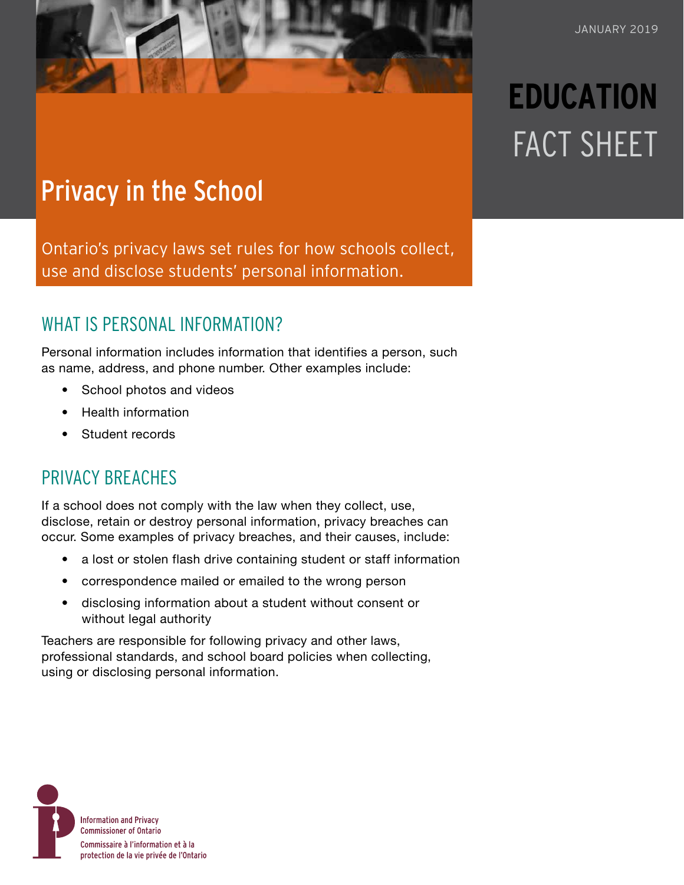JANUARY 2019

**EDUCATION**
FACT SHEET

# Privacy in the School

Ontario's privacy laws set rules for how schools collect, use and disclose students' personal information.

## WHAT IS PERSONAL INFORMATION?

Personal information includes information that identifies a person, such as name, address, and phone number. Other examples include:

- School photos and videos
- Health information
- Student records

## PRIVACY BREACHES

If a school does not comply with the law when they collect, use, disclose, retain or destroy personal information, privacy breaches can occur. Some examples of privacy breaches, and their causes, include:

- a lost or stolen flash drive containing student or staff information
- correspondence mailed or emailed to the wrong person
- disclosing information about a student without consent or without legal authority

Teachers are responsible for following privacy and other laws, professional standards, and school board policies when collecting, using or disclosing personal information.

Information and Privacy Commissioner of Ontario
Commissaire à l'information et à la protection de la vie privée de l'Ontario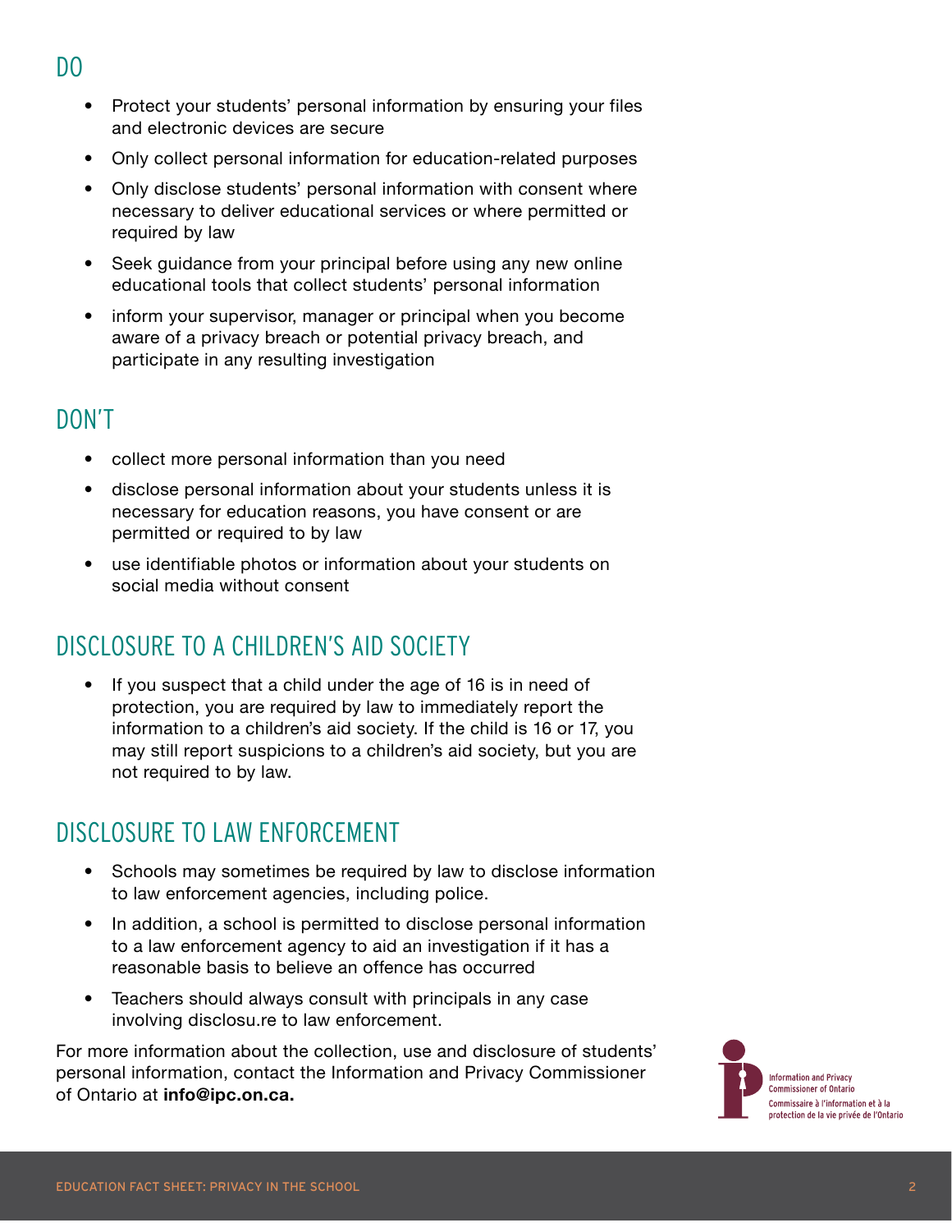## DO

- Protect your students' personal information by ensuring your files and electronic devices are secure
- Only collect personal information for education-related purposes
- Only disclose students' personal information with consent where necessary to deliver educational services or where permitted or required by law
- Seek guidance from your principal before using any new online educational tools that collect students' personal information
- inform your supervisor, manager or principal when you become aware of a privacy breach or potential privacy breach, and participate in any resulting investigation

## DON'T

- collect more personal information than you need
- disclose personal information about your students unless it is necessary for education reasons, you have consent or are permitted or required to by law
- use identifiable photos or information about your students on social media without consent

## DISCLOSURE TO A CHILDREN'S AID SOCIETY

- If you suspect that a child under the age of 16 is in need of protection, you are required by law to immediately report the information to a children's aid society. If the child is 16 or 17, you may still report suspicions to a children's aid society, but you are not required to by law.

## DISCLOSURE TO LAW ENFORCEMENT

- Schools may sometimes be required by law to disclose information to law enforcement agencies, including police.
- In addition, a school is permitted to disclose personal information to a law enforcement agency to aid an investigation if it has a reasonable basis to believe an offence has occurred
- Teachers should always consult with principals in any case involving disclosu.re to law enforcement.

For more information about the collection, use and disclosure of students' personal information, contact the Information and Privacy Commissioner of Ontario at **info@ipc.on.ca.**

Information and Privacy Commissioner of Ontario
Commissaire à l'information et à la protection de la vie privée de l'Ontario